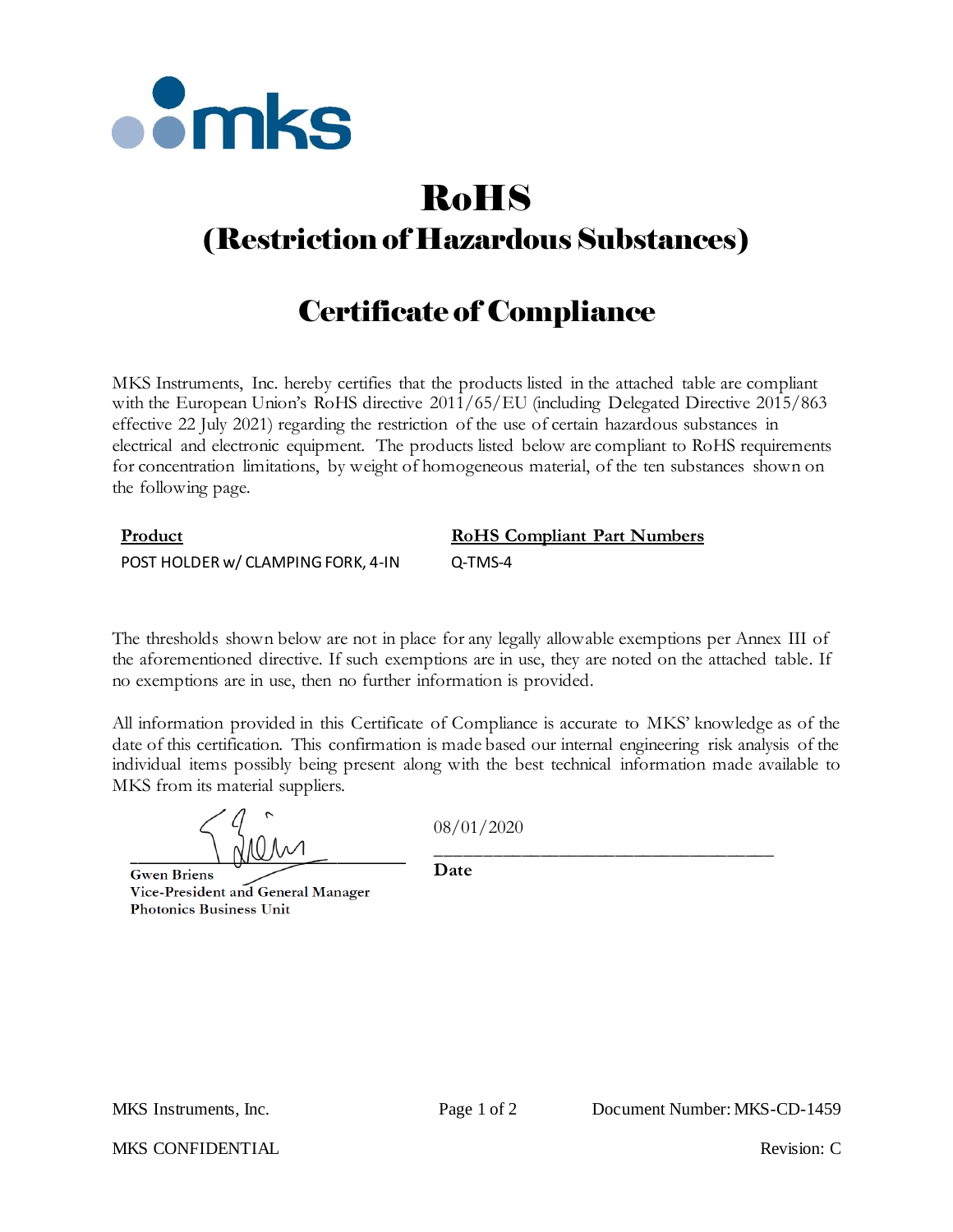# RoHS

## (Restriction of Hazardous Substances)

## Certificate of Compliance

MKS Instruments, Inc. hereby certifies that the products listed in the attached table are compliant with the European Union's RoHS directive 2011/65/EU (including Delegated Directive 2015/863 effective 22 July 2021) regarding the restriction of the use of certain hazardous substances in electrical and electronic equipment. The products listed below are compliant to RoHS requirements for concentration limitations, by weight of homogeneous material, of the ten substances shown on the following page.

| Product | RoHS Compliant Part Numbers |
|---|---|
| POST HOLDER w/ CLAMPING FORK, 4-IN | Q-TMS-4 |

The thresholds shown below are not in place for any legally allowable exemptions per Annex III of the aforementioned directive. If such exemptions are in use, they are noted on the attached table. If no exemptions are in use, then no further information is provided.

All information provided in this Certificate of Compliance is accurate to MKS' knowledge as of the date of this certification. This confirmation is made based our internal engineering risk analysis of the individual items possibly being present along with the best technical information made available to MKS from its material suppliers.

**Gwen Briens**
**Vice-President and General Manager**
**Photonics Business Unit**

08/01/2020

**Date**

MKS Instruments, Inc.

Document Number: MKS-CD-1459

MKS CONFIDENTIAL

Revision: C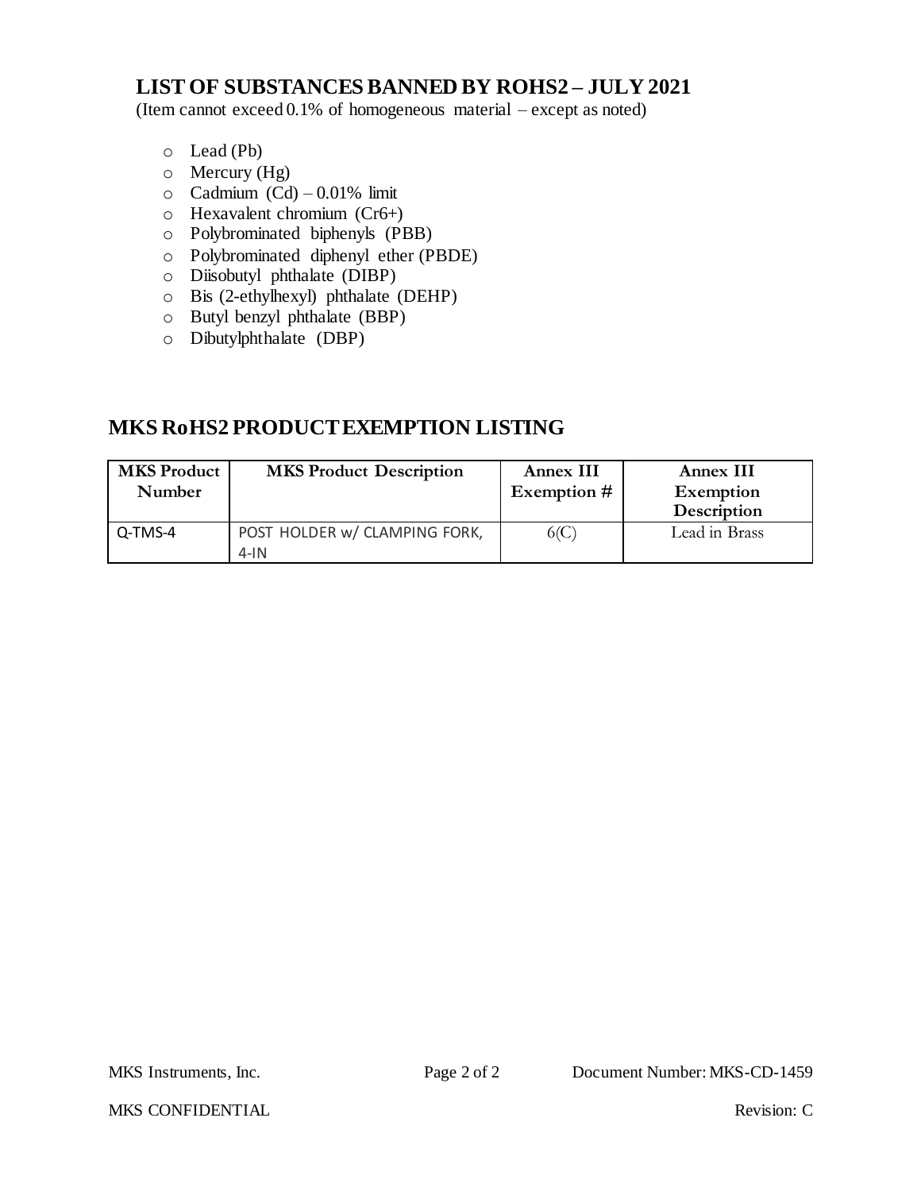## LIST OF SUBSTANCES BANNED BY ROHS2 – JULY 2021

(Item cannot exceed 0.1% of homogeneous material – except as noted)

- Lead (Pb)
- Mercury (Hg)
- Cadmium (Cd) – 0.01% limit
- Hexavalent chromium (Cr6+)
- Polybrominated biphenyls (PBB)
- Polybrominated diphenyl ether (PBDE)
- Diisobutyl phthalate (DIBP)
- Bis (2-ethylhexyl) phthalate (DEHP)
- Butyl benzyl phthalate (BBP)
- Dibutylphthalate (DBP)

## MKS RoHS2 PRODUCT EXEMPTION LISTING

| MKS Product Number | MKS Product Description | Annex III Exemption # | Annex III Exemption Description |
|---|---|---|---|
| Q-TMS-4 | POST HOLDER w/ CLAMPING FORK, 4-IN | 6(C) | Lead in Brass |

MKS Instruments, Inc.

Document Number: MKS-CD-1459

MKS CONFIDENTIAL

Revision: C